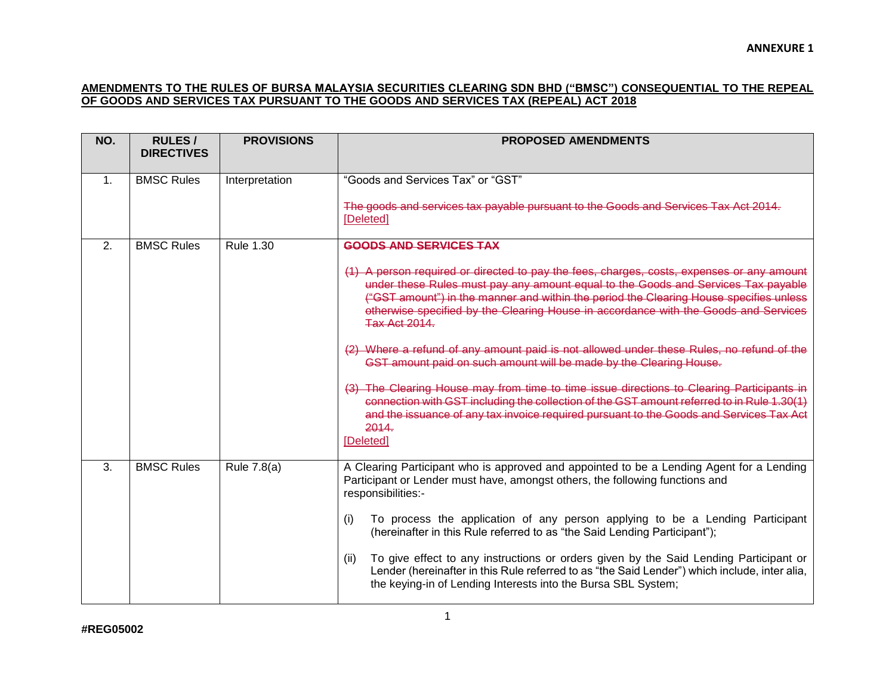**ANNEXURE 1**

**AMENDMENTS TO THE RULES OF BURSA MALAYSIA SECURITIES CLEARING SDN BHD ("BMSC") CONSEQUENTIAL TO THE REPEAL OF GOODS AND SERVICES TAX PURSUANT TO THE GOODS AND SERVICES TAX (REPEAL) ACT 2018**

| NO. | RULES / DIRECTIVES | PROVISIONS | PROPOSED AMENDMENTS |
|---|---|---|---|
| 1. | BMSC Rules | Interpretation | "Goods and Services Tax" or "GST"<br><br>~~The goods and services tax payable pursuant to the Goods and Services Tax Act 2014.~~<br>[Deleted] |
| 2. | BMSC Rules | Rule 1.30 | ~~**GOODS AND SERVICES TAX**~~<br><br>~~(1) A person required or directed to pay the fees, charges, costs, expenses or any amount under these Rules must pay any amount equal to the Goods and Services Tax payable ("GST amount") in the manner and within the period the Clearing House specifies unless otherwise specified by the Clearing House in accordance with the Goods and Services Tax Act 2014.~~<br><br>~~(2) Where a refund of any amount paid is not allowed under these Rules, no refund of the GST amount paid on such amount will be made by the Clearing House.~~<br><br>~~(3) The Clearing House may from time to time issue directions to Clearing Participants in connection with GST including the collection of the GST amount referred to in Rule 1.30(1) and the issuance of any tax invoice required pursuant to the Goods and Services Tax Act 2014.~~<br>[Deleted] |
| 3. | BMSC Rules | Rule 7.8(a) | A Clearing Participant who is approved and appointed to be a Lending Agent for a Lending Participant or Lender must have, amongst others, the following functions and responsibilities:-<br><br>(i) To process the application of any person applying to be a Lending Participant (hereinafter in this Rule referred to as "the Said Lending Participant");<br><br>(ii) To give effect to any instructions or orders given by the Said Lending Participant or Lender (hereinafter in this Rule referred to as "the Said Lender") which include, inter alia, the keying-in of Lending Interests into the Bursa SBL System; |

#REG05002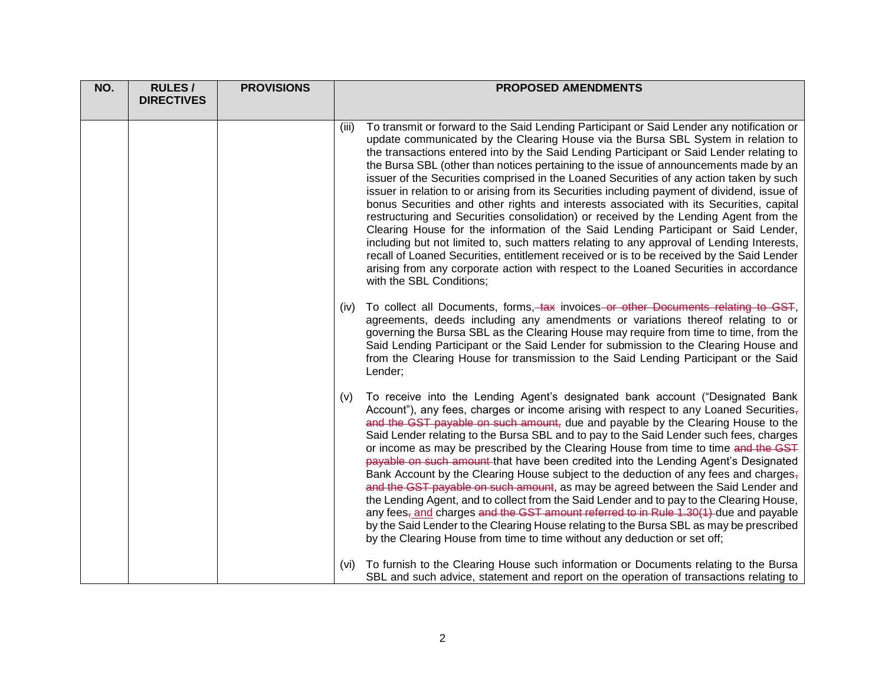| NO. | RULES / DIRECTIVES | PROVISIONS | PROPOSED AMENDMENTS |
|---|---|---|---|
| | | | (iii) To transmit or forward to the Said Lending Participant or Said Lender any notification or update communicated by the Clearing House via the Bursa SBL System in relation to the transactions entered into by the Said Lending Participant or Said Lender relating to the Bursa SBL (other than notices pertaining to the issue of announcements made by an issuer of the Securities comprised in the Loaned Securities of any action taken by such issuer in relation to or arising from its Securities including payment of dividend, issue of bonus Securities and other rights and interests associated with its Securities, capital restructuring and Securities consolidation) or received by the Lending Agent from the Clearing House for the information of the Said Lending Participant or Said Lender, including but not limited to, such matters relating to any approval of Lending Interests, recall of Loaned Securities, entitlement received or is to be received by the Said Lender arising from any corporate action with respect to the Loaned Securities in accordance with the SBL Conditions;<br><br>(iv) To collect all Documents, forms, ~~tax~~ invoices ~~or other Documents relating to GST~~, agreements, deeds including any amendments or variations thereof relating to or governing the Bursa SBL as the Clearing House may require from time to time, from the Said Lending Participant or the Said Lender for submission to the Clearing House and from the Clearing House for transmission to the Said Lending Participant or the Said Lender;<br><br>(v) To receive into the Lending Agent's designated bank account ("Designated Bank Account"), any fees, charges or income arising with respect to any Loaned Securities~~, and the GST payable on such amount,~~ due and payable by the Clearing House to the Said Lender relating to the Bursa SBL and to pay to the Said Lender such fees, charges or income as may be prescribed by the Clearing House from time to time ~~and the GST payable on such amount~~ that have been credited into the Lending Agent's Designated Bank Account by the Clearing House subject to the deduction of any fees and charges~~, and the GST payable on such amount~~, as may be agreed between the Said Lender and the Lending Agent, and to collect from the Said Lender and to pay to the Clearing House, any fees~~,~~ <u>and</u> charges ~~and the GST amount referred to in Rule 1.30(1)~~ due and payable by the Said Lender to the Clearing House relating to the Bursa SBL as may be prescribed by the Clearing House from time to time without any deduction or set off;<br><br>(vi) To furnish to the Clearing House such information or Documents relating to the Bursa SBL and such advice, statement and report on the operation of transactions relating to |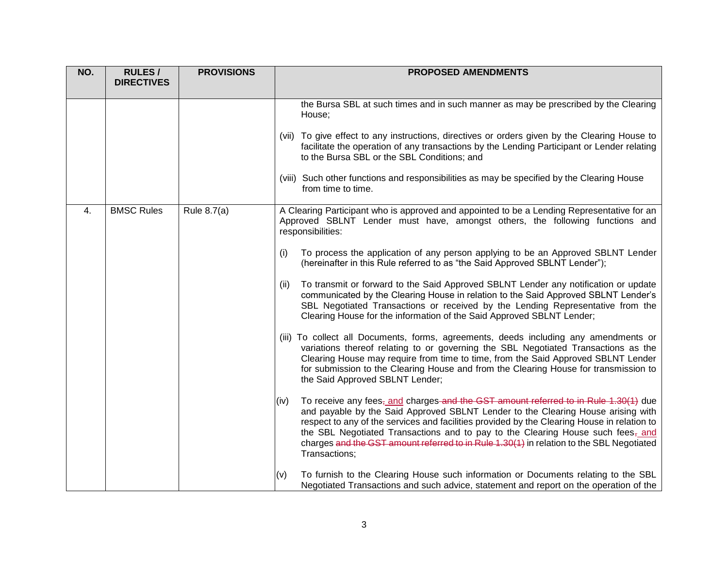| NO. | RULES / DIRECTIVES | PROVISIONS | PROPOSED AMENDMENTS |
|---|---|---|---|
| | | | the Bursa SBL at such times and in such manner as may be prescribed by the Clearing House;<br><br>(vii) To give effect to any instructions, directives or orders given by the Clearing House to facilitate the operation of any transactions by the Lending Participant or Lender relating to the Bursa SBL or the SBL Conditions; and<br><br>(viii) Such other functions and responsibilities as may be specified by the Clearing House from time to time. |
| 4. | BMSC Rules | Rule 8.7(a) | A Clearing Participant who is approved and appointed to be a Lending Representative for an Approved SBLNT Lender must have, amongst others, the following functions and responsibilities:<br><br>(i) To process the application of any person applying to be an Approved SBLNT Lender (hereinafter in this Rule referred to as "the Said Approved SBLNT Lender");<br><br>(ii) To transmit or forward to the Said Approved SBLNT Lender any notification or update communicated by the Clearing House in relation to the Said Approved SBLNT Lender's SBL Negotiated Transactions or received by the Lending Representative from the Clearing House for the information of the Said Approved SBLNT Lender;<br><br>(iii) To collect all Documents, forms, agreements, deeds including any amendments or variations thereof relating to or governing the SBL Negotiated Transactions as the Clearing House may require from time to time, from the Said Approved SBLNT Lender for submission to the Clearing House and from the Clearing House for transmission to the Said Approved SBLNT Lender;<br><br>(iv) To receive any fees~~,~~ and charges ~~and the GST amount referred to in Rule 1.30(1)~~ due and payable by the Said Approved SBLNT Lender to the Clearing House arising with respect to any of the services and facilities provided by the Clearing House in relation to the SBL Negotiated Transactions and to pay to the Clearing House such fees~~,~~ and charges ~~and the GST amount referred to in Rule 1.30(1)~~ in relation to the SBL Negotiated Transactions;<br><br>(v) To furnish to the Clearing House such information or Documents relating to the SBL Negotiated Transactions and such advice, statement and report on the operation of the |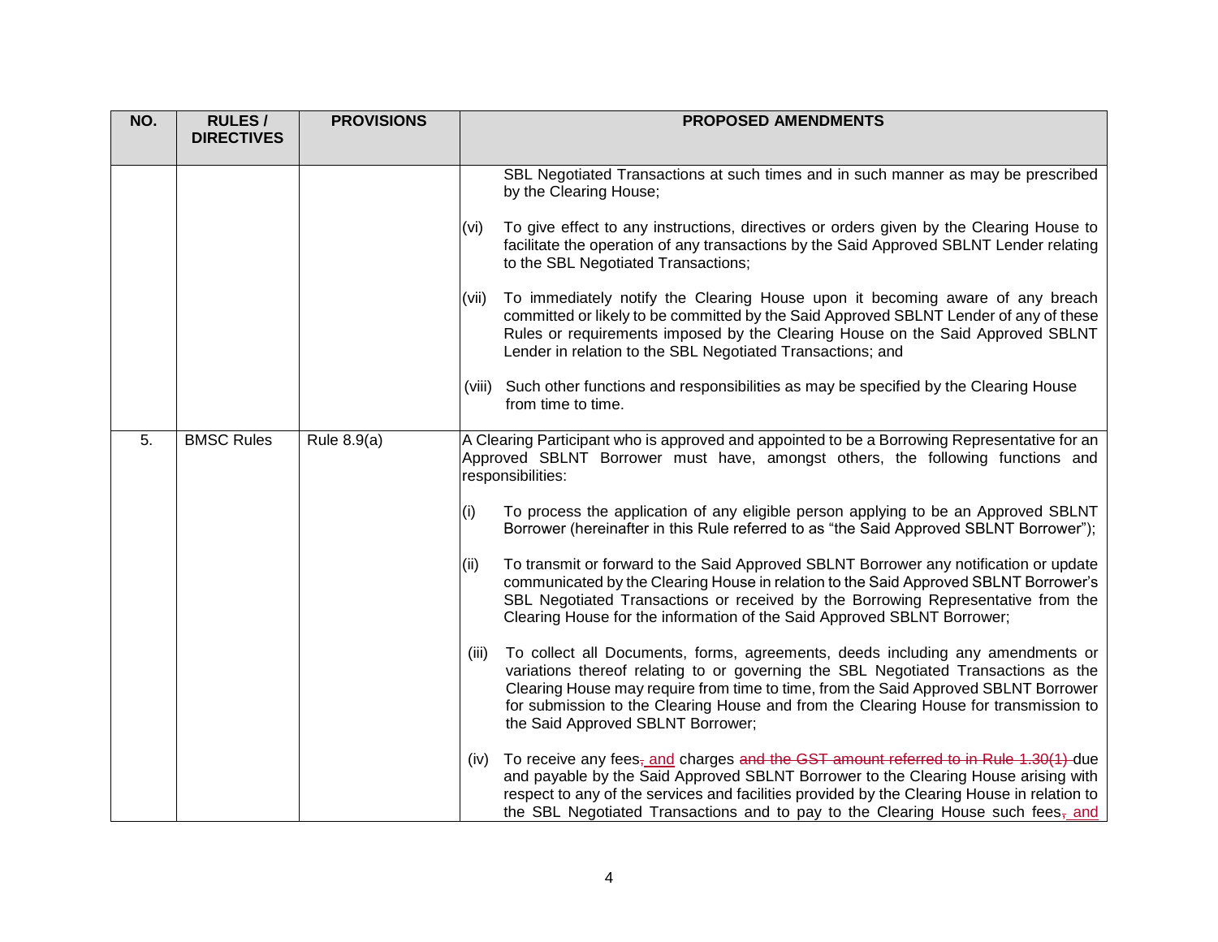| NO. | RULES / DIRECTIVES | PROVISIONS | PROPOSED AMENDMENTS |
|---|---|---|---|
| | | | SBL Negotiated Transactions at such times and in such manner as may be prescribed by the Clearing House;<br><br>(vi) To give effect to any instructions, directives or orders given by the Clearing House to facilitate the operation of any transactions by the Said Approved SBLNT Lender relating to the SBL Negotiated Transactions;<br><br>(vii) To immediately notify the Clearing House upon it becoming aware of any breach committed or likely to be committed by the Said Approved SBLNT Lender of any of these Rules or requirements imposed by the Clearing House on the Said Approved SBLNT Lender in relation to the SBL Negotiated Transactions; and<br><br>(viii) Such other functions and responsibilities as may be specified by the Clearing House from time to time. |
| 5. | BMSC Rules | Rule 8.9(a) | A Clearing Participant who is approved and appointed to be a Borrowing Representative for an Approved SBLNT Borrower must have, amongst others, the following functions and responsibilities:<br><br>(i) To process the application of any eligible person applying to be an Approved SBLNT Borrower (hereinafter in this Rule referred to as "the Said Approved SBLNT Borrower");<br><br>(ii) To transmit or forward to the Said Approved SBLNT Borrower any notification or update communicated by the Clearing House in relation to the Said Approved SBLNT Borrower's SBL Negotiated Transactions or received by the Borrowing Representative from the Clearing House for the information of the Said Approved SBLNT Borrower;<br><br>(iii) To collect all Documents, forms, agreements, deeds including any amendments or variations thereof relating to or governing the SBL Negotiated Transactions as the Clearing House may require from time to time, from the Said Approved SBLNT Borrower for submission to the Clearing House and from the Clearing House for transmission to the Said Approved SBLNT Borrower;<br><br>(iv) To receive any fees~~,~~ <u>and</u> charges ~~and the GST amount referred to in Rule 1.30(1)~~ due and payable by the Said Approved SBLNT Borrower to the Clearing House arising with respect to any of the services and facilities provided by the Clearing House in relation to the SBL Negotiated Transactions and to pay to the Clearing House such fees~~,~~ <u>and</u> |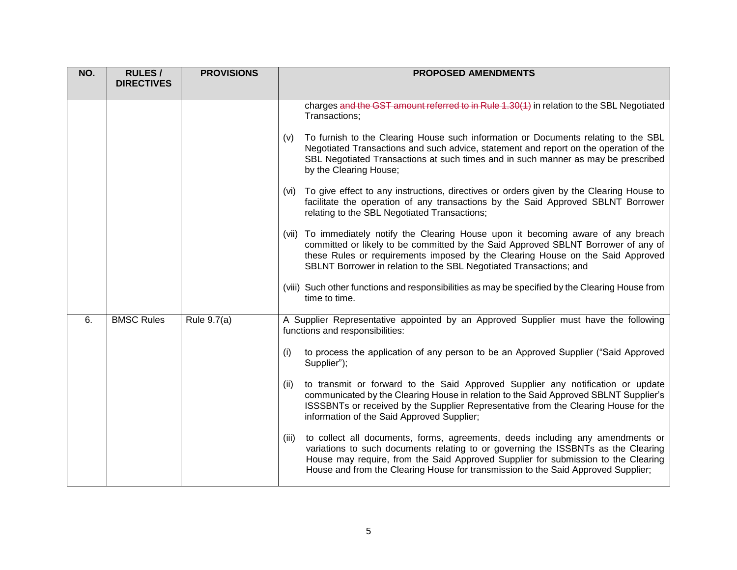| NO. | RULES / DIRECTIVES | PROVISIONS | PROPOSED AMENDMENTS |
|---|---|---|---|
| | | | charges ~~and the GST amount referred to in Rule 1.30(1)~~ in relation to the SBL Negotiated Transactions;<br><br>(v) To furnish to the Clearing House such information or Documents relating to the SBL Negotiated Transactions and such advice, statement and report on the operation of the SBL Negotiated Transactions at such times and in such manner as may be prescribed by the Clearing House;<br><br>(vi) To give effect to any instructions, directives or orders given by the Clearing House to facilitate the operation of any transactions by the Said Approved SBLNT Borrower relating to the SBL Negotiated Transactions;<br><br>(vii) To immediately notify the Clearing House upon it becoming aware of any breach committed or likely to be committed by the Said Approved SBLNT Borrower of any of these Rules or requirements imposed by the Clearing House on the Said Approved SBLNT Borrower in relation to the SBL Negotiated Transactions; and<br><br>(viii) Such other functions and responsibilities as may be specified by the Clearing House from time to time. |
| 6. | BMSC Rules | Rule 9.7(a) | A Supplier Representative appointed by an Approved Supplier must have the following functions and responsibilities:<br><br>(i) to process the application of any person to be an Approved Supplier ("Said Approved Supplier");<br><br>(ii) to transmit or forward to the Said Approved Supplier any notification or update communicated by the Clearing House in relation to the Said Approved SBLNT Supplier's ISSSBNTs or received by the Supplier Representative from the Clearing House for the information of the Said Approved Supplier;<br><br>(iii) to collect all documents, forms, agreements, deeds including any amendments or variations to such documents relating to or governing the ISSBNTs as the Clearing House may require, from the Said Approved Supplier for submission to the Clearing House and from the Clearing House for transmission to the Said Approved Supplier; |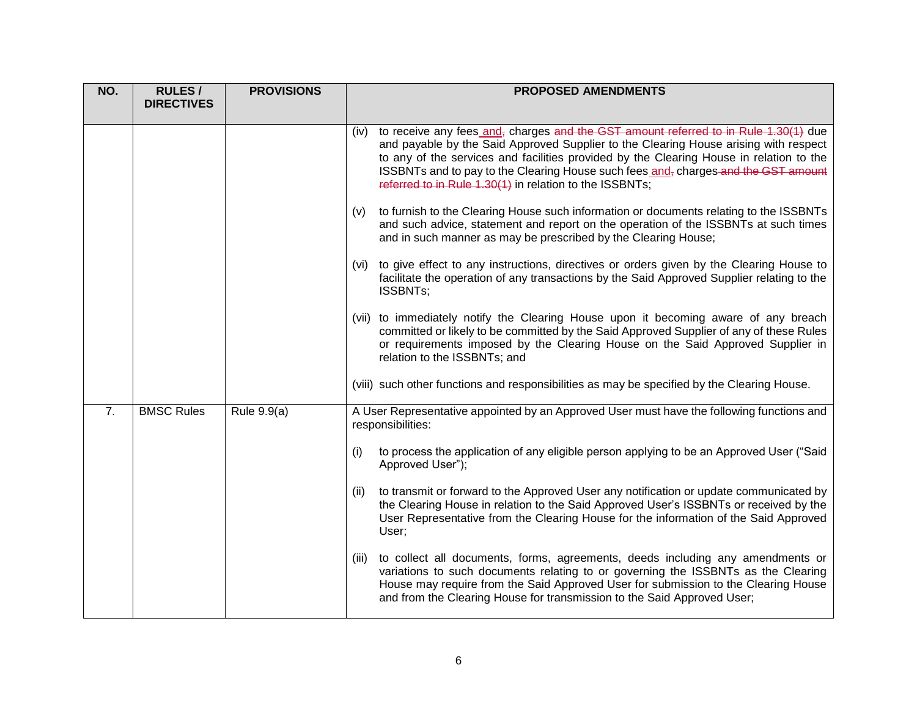| NO. | RULES / DIRECTIVES | PROVISIONS | PROPOSED AMENDMENTS |
|---|---|---|---|
| | | | (iv) to receive any fees <u>and</u>~~,~~ charges ~~and the GST amount referred to in Rule 1.30(1)~~ due and payable by the Said Approved Supplier to the Clearing House arising with respect to any of the services and facilities provided by the Clearing House in relation to the ISSBNTs and to pay to the Clearing House such fees <u>and</u>~~,~~ charges ~~and the GST amount referred to in Rule 1.30(1)~~ in relation to the ISSBNTs;<br><br>(v) to furnish to the Clearing House such information or documents relating to the ISSBNTs and such advice, statement and report on the operation of the ISSBNTs at such times and in such manner as may be prescribed by the Clearing House;<br><br>(vi) to give effect to any instructions, directives or orders given by the Clearing House to facilitate the operation of any transactions by the Said Approved Supplier relating to the ISSBNTs;<br><br>(vii) to immediately notify the Clearing House upon it becoming aware of any breach committed or likely to be committed by the Said Approved Supplier of any of these Rules or requirements imposed by the Clearing House on the Said Approved Supplier in relation to the ISSBNTs; and<br><br>(viii) such other functions and responsibilities as may be specified by the Clearing House. |
| 7. | BMSC Rules | Rule 9.9(a) | A User Representative appointed by an Approved User must have the following functions and responsibilities:<br><br>(i) to process the application of any eligible person applying to be an Approved User ("Said Approved User");<br><br>(ii) to transmit or forward to the Approved User any notification or update communicated by the Clearing House in relation to the Said Approved User's ISSBNTs or received by the User Representative from the Clearing House for the information of the Said Approved User;<br><br>(iii) to collect all documents, forms, agreements, deeds including any amendments or variations to such documents relating to or governing the ISSBNTs as the Clearing House may require from the Said Approved User for submission to the Clearing House and from the Clearing House for transmission to the Said Approved User; |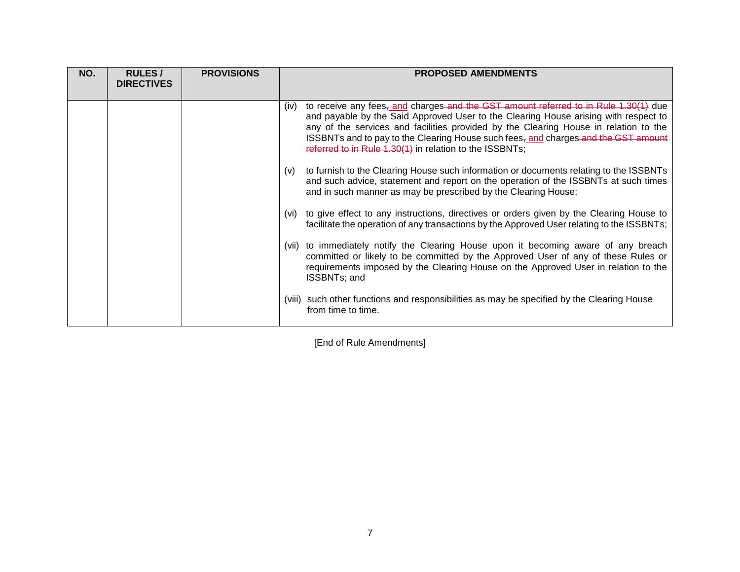| NO. | RULES / DIRECTIVES | PROVISIONS | PROPOSED AMENDMENTS |
|---|---|---|---|
| | | | (iv) to receive any fees~~,~~ <u>and</u> charges ~~and the GST amount referred to in Rule 1.30(1)~~ due and payable by the Said Approved User to the Clearing House arising with respect to any of the services and facilities provided by the Clearing House in relation to the ISSBNTs and to pay to the Clearing House such fees~~,~~ <u>and</u> charges ~~and the GST amount referred to in Rule 1.30(1)~~ in relation to the ISSBNTs;<br><br>(v) to furnish to the Clearing House such information or documents relating to the ISSBNTs and such advice, statement and report on the operation of the ISSBNTs at such times and in such manner as may be prescribed by the Clearing House;<br><br>(vi) to give effect to any instructions, directives or orders given by the Clearing House to facilitate the operation of any transactions by the Approved User relating to the ISSBNTs;<br><br>(vii) to immediately notify the Clearing House upon it becoming aware of any breach committed or likely to be committed by the Approved User of any of these Rules or requirements imposed by the Clearing House on the Approved User in relation to the ISSBNTs; and<br><br>(viii) such other functions and responsibilities as may be specified by the Clearing House from time to time. |

[End of Rule Amendments]